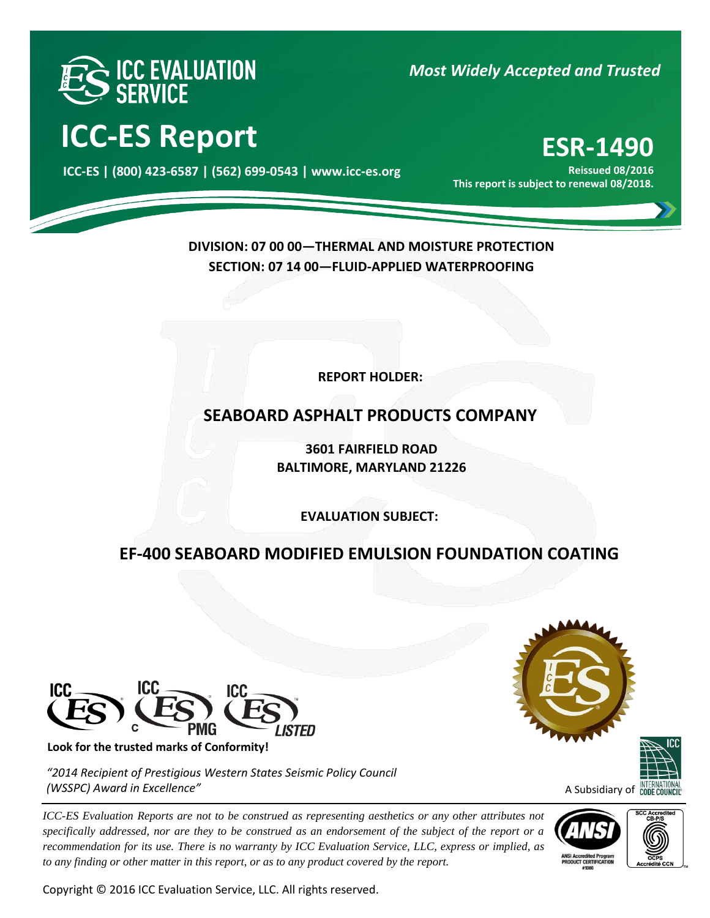# ICC EVALUATION SERVICE

*Most Widely Accepted and Trusted*

# ICC-ES Report

**ICC-ES | (800) 423-6587 | (562) 699-0543 | www.icc-es.org**

# ESR-1490

**Reissued 08/2016**

**This report is subject to renewal 08/2018.**

**DIVISION: 07 00 00—THERMAL AND MOISTURE PROTECTION**

**SECTION: 07 14 00—FLUID-APPLIED WATERPROOFING**

**REPORT HOLDER:**

## SEABOARD ASPHALT PRODUCTS COMPANY

**3601 FAIRFIELD ROAD**

**BALTIMORE, MARYLAND 21226**

**EVALUATION SUBJECT:**

## EF-400 SEABOARD MODIFIED EMULSION FOUNDATION COATING

**Look for the trusted marks of Conformity!**

*"2014 Recipient of Prestigious Western States Seismic Policy Council (WSSPC) Award in Excellence"*

A Subsidiary of INTERNATIONAL CODE COUNCIL

*ICC-ES Evaluation Reports are not to be construed as representing aesthetics or any other attributes not specifically addressed, nor are they to be construed as an endorsement of the subject of the report or a recommendation for its use. There is no warranty by ICC Evaluation Service, LLC, express or implied, as to any finding or other matter in this report, or as to any product covered by the report.*

Copyright © 2016 ICC Evaluation Service, LLC. All rights reserved.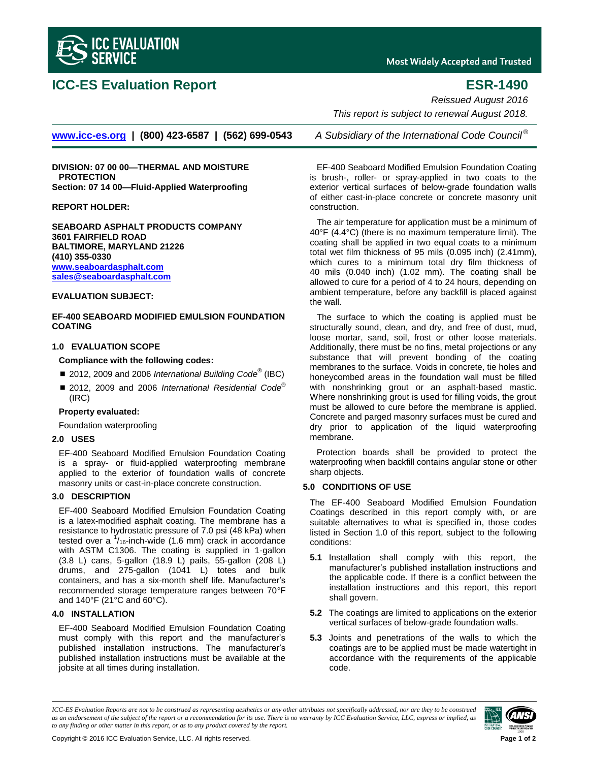# ICC-ES Evaluation Report

# ESR-1490

*Reissued August 2016*

*This report is subject to renewal August 2018.*

www.icc-es.org | (800) 423-6587 | (562) 699-0543 *A Subsidiary of the International Code Council®*

**DIVISION: 07 00 00—THERMAL AND MOISTURE PROTECTION**
**Section: 07 14 00—Fluid-Applied Waterproofing**

**REPORT HOLDER:**

**SEABOARD ASPHALT PRODUCTS COMPANY**
**3601 FAIRFIELD ROAD**
**BALTIMORE, MARYLAND 21226**
**(410) 355-0330**
**www.seaboardasphalt.com**
**sales@seaboardasphalt.com**

**EVALUATION SUBJECT:**

**EF-400 SEABOARD MODIFIED EMULSION FOUNDATION COATING**

## 1.0 EVALUATION SCOPE

**Compliance with the following codes:**

- 2012, 2009 and 2006 *International Building Code®* (IBC)
- 2012, 2009 and 2006 *International Residential Code®* (IRC)

**Property evaluated:**

Foundation waterproofing

## 2.0 USES

EF-400 Seaboard Modified Emulsion Foundation Coating is a spray- or fluid-applied waterproofing membrane applied to the exterior of foundation walls of concrete masonry units or cast-in-place concrete construction.

## 3.0 DESCRIPTION

EF-400 Seaboard Modified Emulsion Foundation Coating is a latex-modified asphalt coating. The membrane has a resistance to hydrostatic pressure of 7.0 psi (48 kPa) when tested over a $^1/_{16}$-inch-wide (1.6 mm) crack in accordance with ASTM C1306. The coating is supplied in 1-gallon (3.8 L) cans, 5-gallon (18.9 L) pails, 55-gallon (208 L) drums, and 275-gallon (1041 L) totes and bulk containers, and has a six-month shelf life. Manufacturer's recommended storage temperature ranges between 70°F and 140°F (21°C and 60°C).

## 4.0 INSTALLATION

EF-400 Seaboard Modified Emulsion Foundation Coating must comply with this report and the manufacturer's published installation instructions. The manufacturer's published installation instructions must be available at the jobsite at all times during installation.

EF-400 Seaboard Modified Emulsion Foundation Coating is brush-, roller- or spray-applied in two coats to the exterior vertical surfaces of below-grade foundation walls of either cast-in-place concrete or concrete masonry unit construction.

The air temperature for application must be a minimum of 40°F (4.4°C) (there is no maximum temperature limit). The coating shall be applied in two equal coats to a minimum total wet film thickness of 95 mils (0.095 inch) (2.41mm), which cures to a minimum total dry film thickness of 40 mils (0.040 inch) (1.02 mm). The coating shall be allowed to cure for a period of 4 to 24 hours, depending on ambient temperature, before any backfill is placed against the wall.

The surface to which the coating is applied must be structurally sound, clean, and dry, and free of dust, mud, loose mortar, sand, soil, frost or other loose materials. Additionally, there must be no fins, metal projections or any substance that will prevent bonding of the coating membranes to the surface. Voids in concrete, tie holes and honeycombed areas in the foundation wall must be filled with nonshrinking grout or an asphalt-based mastic. Where nonshrinking grout is used for filling voids, the grout must be allowed to cure before the membrane is applied. Concrete and parged masonry surfaces must be cured and dry prior to application of the liquid waterproofing membrane.

Protection boards shall be provided to protect the waterproofing when backfill contains angular stone or other sharp objects.

## 5.0 CONDITIONS OF USE

The EF-400 Seaboard Modified Emulsion Foundation Coatings described in this report comply with, or are suitable alternatives to what is specified in, those codes listed in Section 1.0 of this report, subject to the following conditions:

**5.1** Installation shall comply with this report, the manufacturer's published installation instructions and the applicable code. If there is a conflict between the installation instructions and this report, this report shall govern.

**5.2** The coatings are limited to applications on the exterior vertical surfaces of below-grade foundation walls.

**5.3** Joints and penetrations of the walls to which the coatings are to be applied must be made watertight in accordance with the requirements of the applicable code.

*ICC-ES Evaluation Reports are not to be construed as representing aesthetics or any other attributes not specifically addressed, nor are they to be construed as an endorsement of the subject of the report or a recommendation for its use. There is no warranty by ICC Evaluation Service, LLC, express or implied, as to any finding or other matter in this report, or as to any product covered by the report.*

Copyright © 2016 ICC Evaluation Service, LLC. All rights reserved.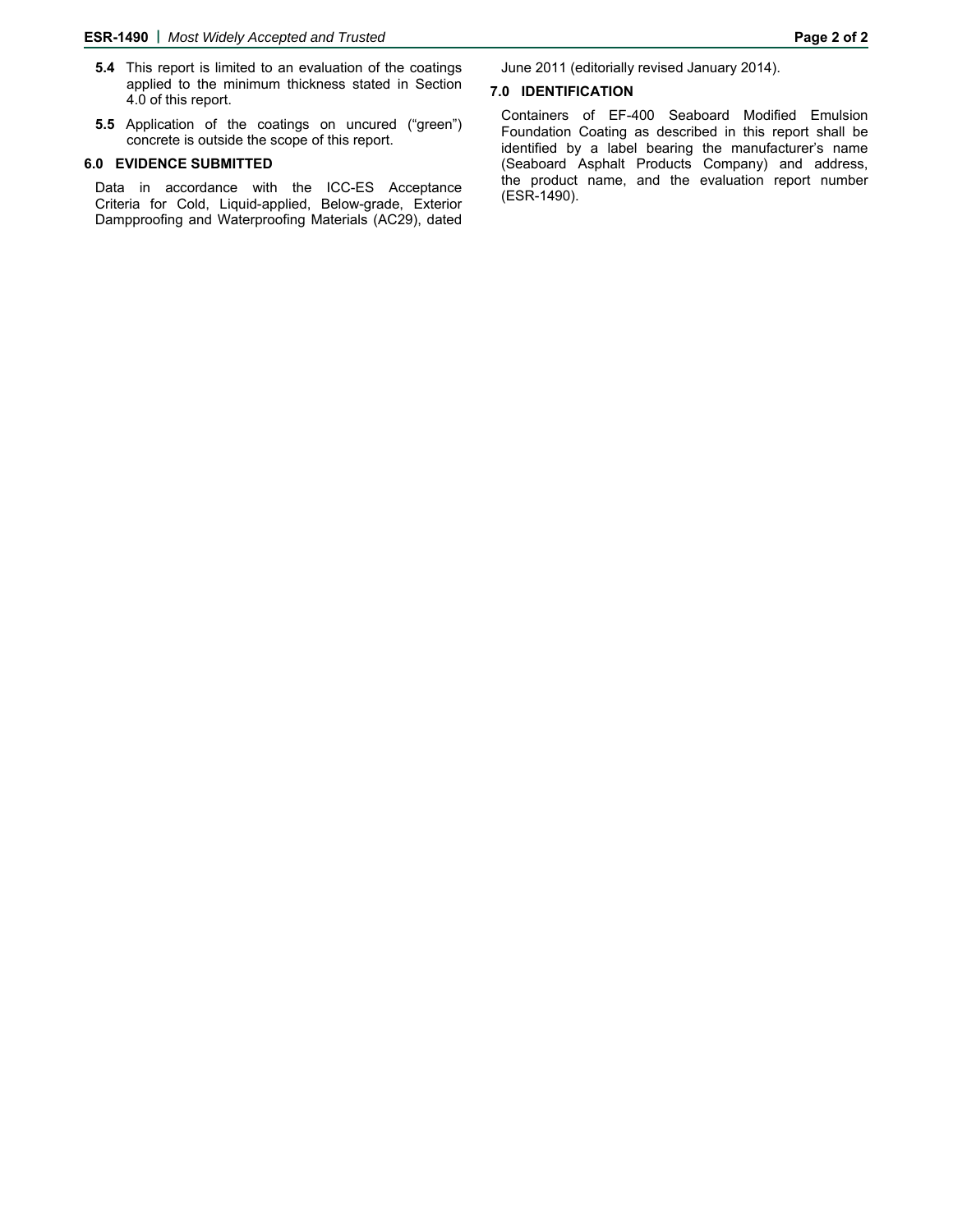**5.4** This report is limited to an evaluation of the coatings applied to the minimum thickness stated in Section 4.0 of this report.

**5.5** Application of the coatings on uncured ("green") concrete is outside the scope of this report.

## 6.0 EVIDENCE SUBMITTED

Data in accordance with the ICC-ES Acceptance Criteria for Cold, Liquid-applied, Below-grade, Exterior Dampproofing and Waterproofing Materials (AC29), dated June 2011 (editorially revised January 2014).

## 7.0 IDENTIFICATION

Containers of EF-400 Seaboard Modified Emulsion Foundation Coating as described in this report shall be identified by a label bearing the manufacturer's name (Seaboard Asphalt Products Company) and address, the product name, and the evaluation report number (ESR-1490).